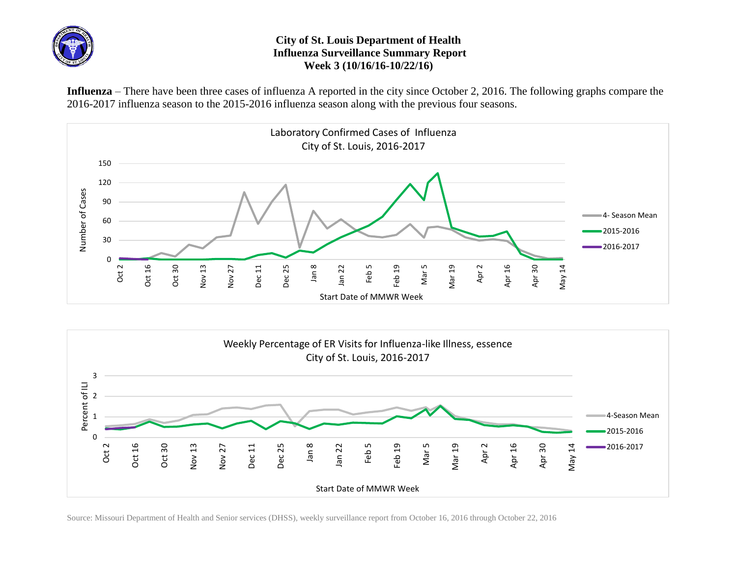# City of St. Louis Department of Health
## Influenza Surveillance Summary Report
### Week 3 (10/16/16-10/22/16)

**Influenza** – There have been three cases of influenza A reported in the city since October 2, 2016. The following graphs compare the 2016-2017 influenza season to the 2015-2016 influenza season along with the previous four seasons.

Laboratory Confirmed Cases of Influenza
City of St. Louis, 2016-2017

Weekly Percentage of ER Visits for Influenza-like Illness, essence
City of St. Louis, 2016-2017

Source: Missouri Department of Health and Senior services (DHSS), weekly surveillance report from October 16, 2016 through October 22, 2016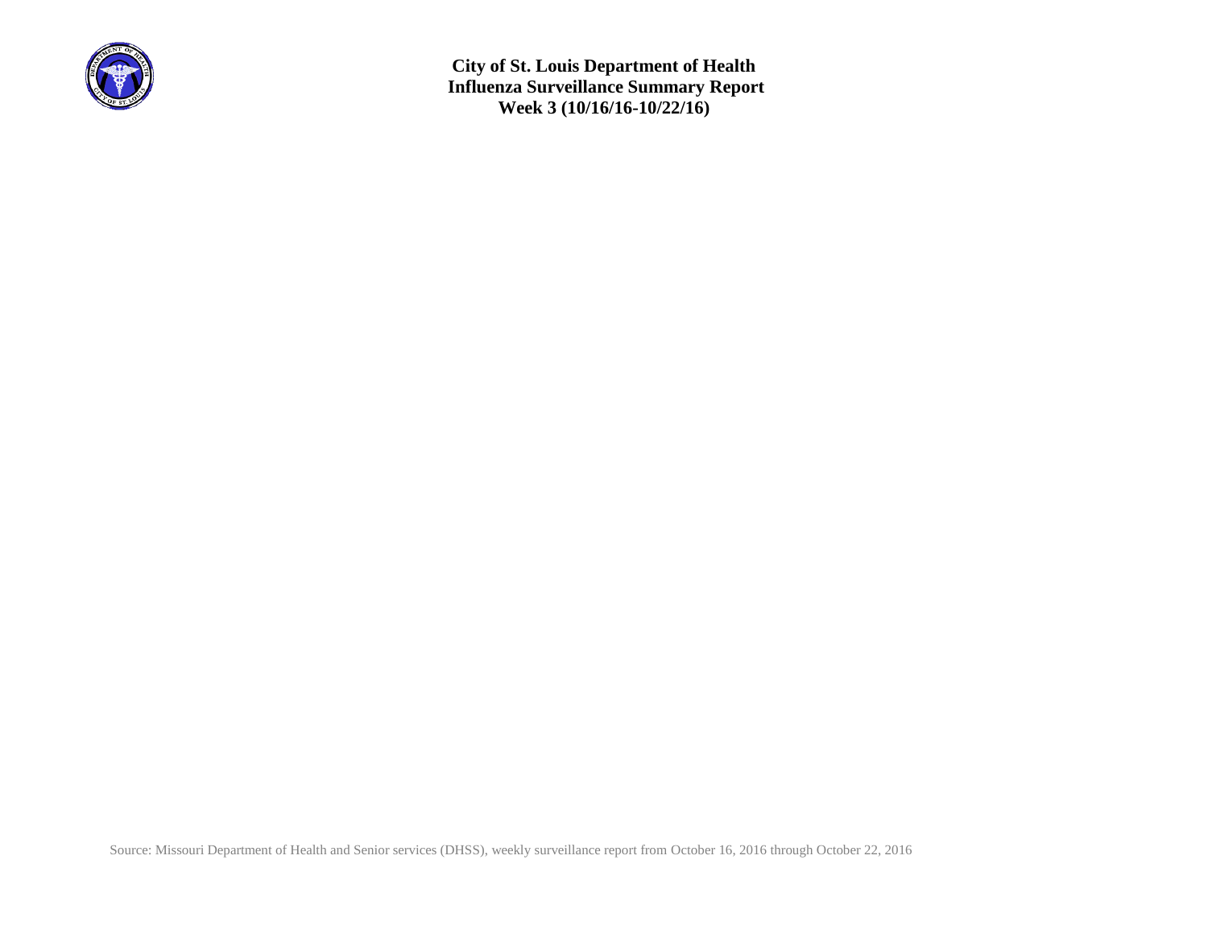**City of St. Louis Department of Health**
**Influenza Surveillance Summary Report**
**Week 3 (10/16/16-10/22/16)**

Source: Missouri Department of Health and Senior services (DHSS), weekly surveillance report from October 16, 2016 through October 22, 2016